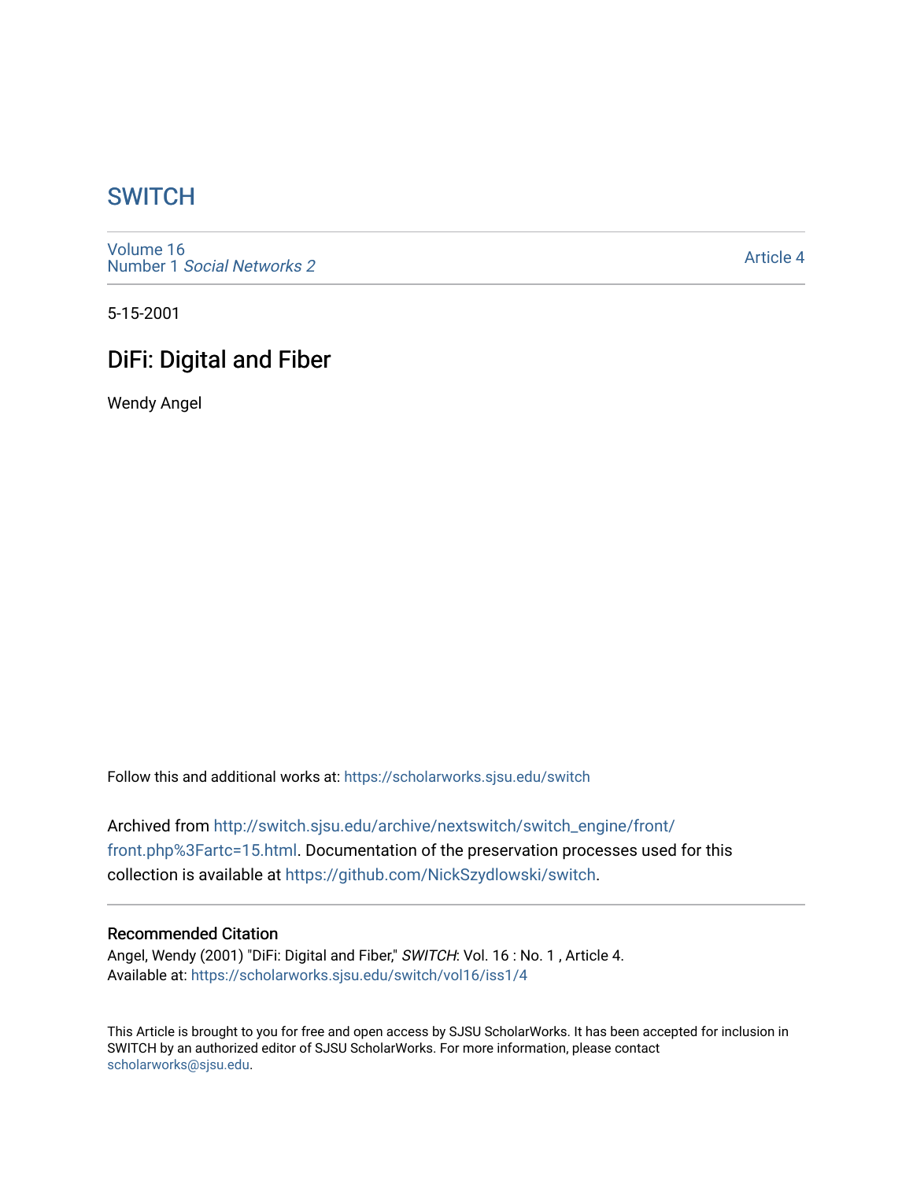# SWITCH

Volume 16
Number 1 *Social Networks 2*

Article 4

5-15-2001

## DiFi: Digital and Fiber

Wendy Angel

Follow this and additional works at: https://scholarworks.sjsu.edu/switch

Archived from http://switch.sjsu.edu/archive/nextswitch/switch_engine/front/front.php%3Fartc=15.html. Documentation of the preservation processes used for this collection is available at https://github.com/NickSzydlowski/switch.

### Recommended Citation

Angel, Wendy (2001) "DiFi: Digital and Fiber," *SWITCH*: Vol. 16 : No. 1 , Article 4.
Available at: https://scholarworks.sjsu.edu/switch/vol16/iss1/4

This Article is brought to you for free and open access by SJSU ScholarWorks. It has been accepted for inclusion in SWITCH by an authorized editor of SJSU ScholarWorks. For more information, please contact scholarworks@sjsu.edu.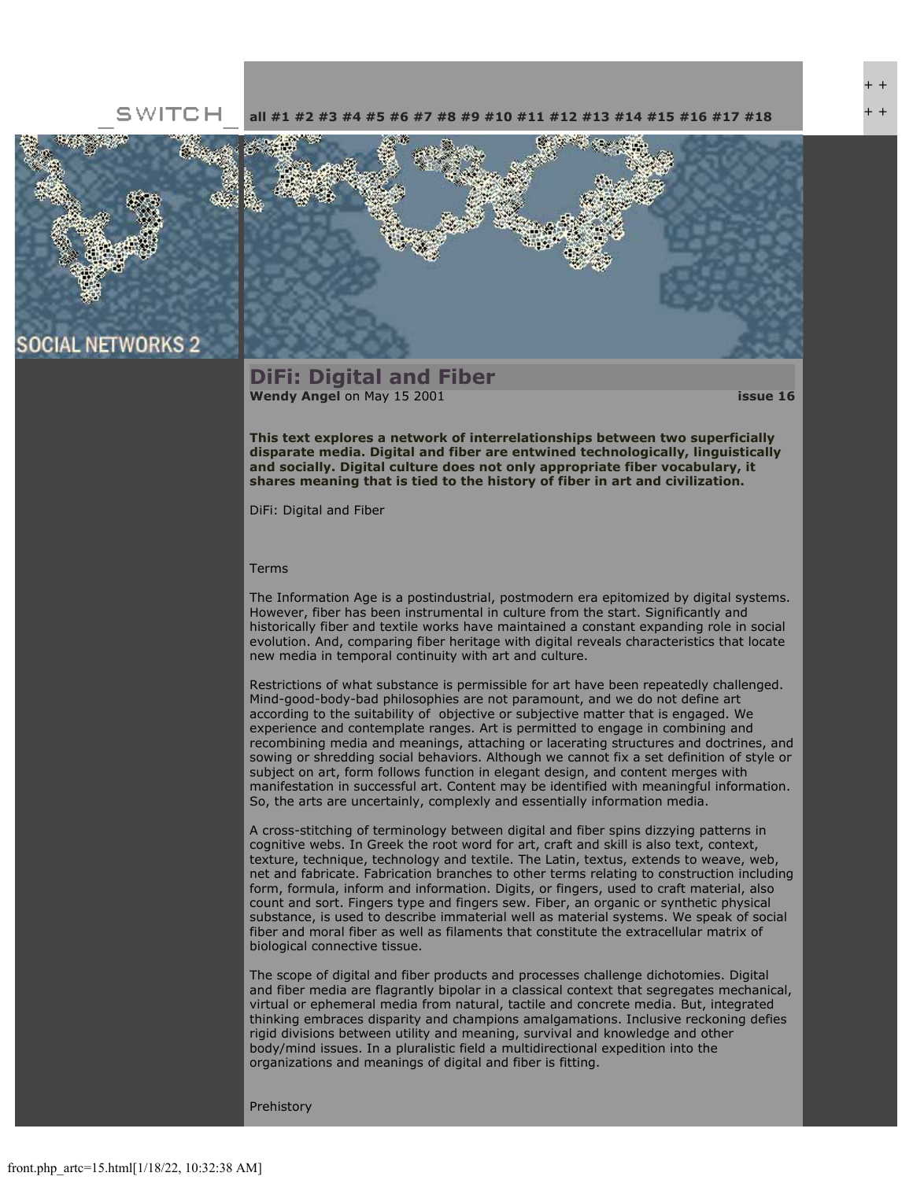# DiFi: Digital and Fiber

**Wendy Angel** on May 15 2001 **issue 16**

**This text explores a network of interrelationships between two superficially disparate media. Digital and fiber are entwined technologically, linguistically and socially. Digital culture does not only appropriate fiber vocabulary, it shares meaning that is tied to the history of fiber in art and civilization.**

DiFi: Digital and Fiber

Terms

The Information Age is a postindustrial, postmodern era epitomized by digital systems. However, fiber has been instrumental in culture from the start. Significantly and historically fiber and textile works have maintained a constant expanding role in social evolution. And, comparing fiber heritage with digital reveals characteristics that locate new media in temporal continuity with art and culture.

Restrictions of what substance is permissible for art have been repeatedly challenged. Mind-good-body-bad philosophies are not paramount, and we do not define art according to the suitability of objective or subjective matter that is engaged. We experience and contemplate ranges. Art is permitted to engage in combining and recombining media and meanings, attaching or lacerating structures and doctrines, and sowing or shredding social behaviors. Although we cannot fix a set definition of style or subject on art, form follows function in elegant design, and content merges with manifestation in successful art. Content may be identified with meaningful information. So, the arts are uncertainly, complexly and essentially information media.

A cross-stitching of terminology between digital and fiber spins dizzying patterns in cognitive webs. In Greek the root word for art, craft and skill is also text, context, texture, technique, technology and textile. The Latin, textus, extends to weave, web, net and fabricate. Fabrication branches to other terms relating to construction including form, formula, inform and information. Digits, or fingers, used to craft material, also count and sort. Fingers type and fingers sew. Fiber, an organic or synthetic physical substance, is used to describe immaterial well as material systems. We speak of social fiber and moral fiber as well as filaments that constitute the extracellular matrix of biological connective tissue.

The scope of digital and fiber products and processes challenge dichotomies. Digital and fiber media are flagrantly bipolar in a classical context that segregates mechanical, virtual or ephemeral media from natural, tactile and concrete media. But, integrated thinking embraces disparity and champions amalgamations. Inclusive reckoning defies rigid divisions between utility and meaning, survival and knowledge and other body/mind issues. In a pluralistic field a multidirectional expedition into the organizations and meanings of digital and fiber is fitting.

Prehistory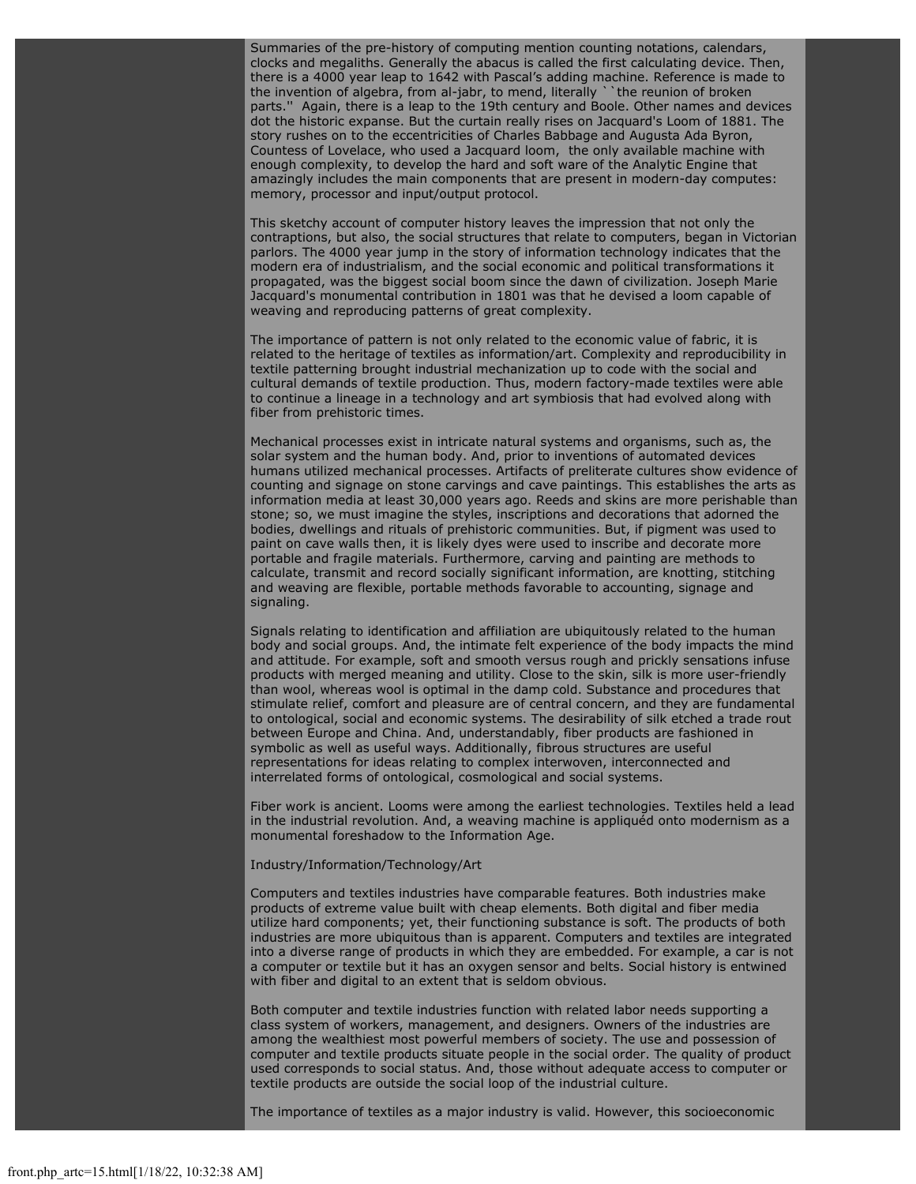Summaries of the pre-history of computing mention counting notations, calendars, clocks and megaliths. Generally the abacus is called the first calculating device. Then, there is a 4000 year leap to 1642 with Pascal's adding machine. Reference is made to the invention of algebra, from al-jabr, to mend, literally ``the reunion of broken parts.'' Again, there is a leap to the 19th century and Boole. Other names and devices dot the historic expanse. But the curtain really rises on Jacquard's Loom of 1881. The story rushes on to the eccentricities of Charles Babbage and Augusta Ada Byron, Countess of Lovelace, who used a Jacquard loom, the only available machine with enough complexity, to develop the hard and soft ware of the Analytic Engine that amazingly includes the main components that are present in modern-day computes: memory, processor and input/output protocol.

This sketchy account of computer history leaves the impression that not only the contraptions, but also, the social structures that relate to computers, began in Victorian parlors. The 4000 year jump in the story of information technology indicates that the modern era of industrialism, and the social economic and political transformations it propagated, was the biggest social boom since the dawn of civilization. Joseph Marie Jacquard's monumental contribution in 1801 was that he devised a loom capable of weaving and reproducing patterns of great complexity.

The importance of pattern is not only related to the economic value of fabric, it is related to the heritage of textiles as information/art. Complexity and reproducibility in textile patterning brought industrial mechanization up to code with the social and cultural demands of textile production. Thus, modern factory-made textiles were able to continue a lineage in a technology and art symbiosis that had evolved along with fiber from prehistoric times.

Mechanical processes exist in intricate natural systems and organisms, such as, the solar system and the human body. And, prior to inventions of automated devices humans utilized mechanical processes. Artifacts of preliterate cultures show evidence of counting and signage on stone carvings and cave paintings. This establishes the arts as information media at least 30,000 years ago. Reeds and skins are more perishable than stone; so, we must imagine the styles, inscriptions and decorations that adorned the bodies, dwellings and rituals of prehistoric communities. But, if pigment was used to paint on cave walls then, it is likely dyes were used to inscribe and decorate more portable and fragile materials. Furthermore, carving and painting are methods to calculate, transmit and record socially significant information, are knotting, stitching and weaving are flexible, portable methods favorable to accounting, signage and signaling.

Signals relating to identification and affiliation are ubiquitously related to the human body and social groups. And, the intimate felt experience of the body impacts the mind and attitude. For example, soft and smooth versus rough and prickly sensations infuse products with merged meaning and utility. Close to the skin, silk is more user-friendly than wool, whereas wool is optimal in the damp cold. Substance and procedures that stimulate relief, comfort and pleasure are of central concern, and they are fundamental to ontological, social and economic systems. The desirability of silk etched a trade rout between Europe and China. And, understandably, fiber products are fashioned in symbolic as well as useful ways. Additionally, fibrous structures are useful representations for ideas relating to complex interwoven, interconnected and interrelated forms of ontological, cosmological and social systems.

Fiber work is ancient. Looms were among the earliest technologies. Textiles held a lead in the industrial revolution. And, a weaving machine is appliquéd onto modernism as a monumental foreshadow to the Information Age.

Industry/Information/Technology/Art

Computers and textiles industries have comparable features. Both industries make products of extreme value built with cheap elements. Both digital and fiber media utilize hard components; yet, their functioning substance is soft. The products of both industries are more ubiquitous than is apparent. Computers and textiles are integrated into a diverse range of products in which they are embedded. For example, a car is not a computer or textile but it has an oxygen sensor and belts. Social history is entwined with fiber and digital to an extent that is seldom obvious.

Both computer and textile industries function with related labor needs supporting a class system of workers, management, and designers. Owners of the industries are among the wealthiest most powerful members of society. The use and possession of computer and textile products situate people in the social order. The quality of product used corresponds to social status. And, those without adequate access to computer or textile products are outside the social loop of the industrial culture.

The importance of textiles as a major industry is valid. However, this socioeconomic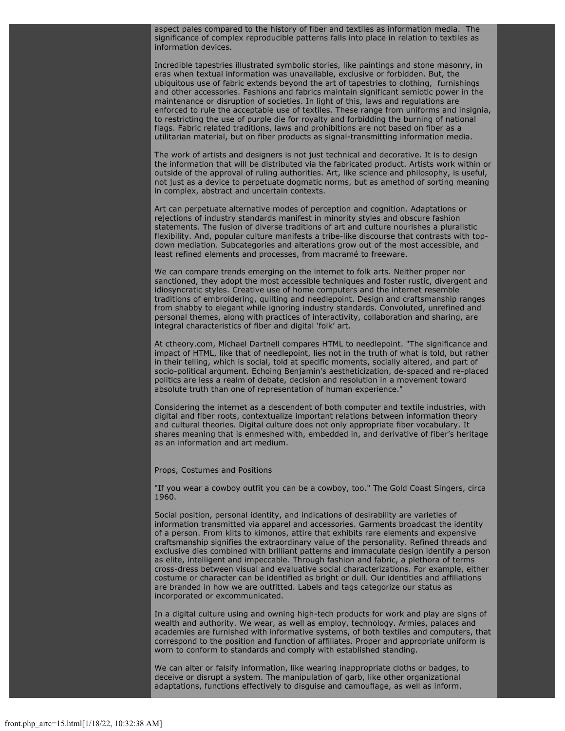aspect pales compared to the history of fiber and textiles as information media. The significance of complex reproducible patterns falls into place in relation to textiles as information devices.

Incredible tapestries illustrated symbolic stories, like paintings and stone masonry, in eras when textual information was unavailable, exclusive or forbidden. But, the ubiquitous use of fabric extends beyond the art of tapestries to clothing, furnishings and other accessories. Fashions and fabrics maintain significant semiotic power in the maintenance or disruption of societies. In light of this, laws and regulations are enforced to rule the acceptable use of textiles. These range from uniforms and insignia, to restricting the use of purple die for royalty and forbidding the burning of national flags. Fabric related traditions, laws and prohibitions are not based on fiber as a utilitarian material, but on fiber products as signal-transmitting information media.

The work of artists and designers is not just technical and decorative. It is to design the information that will be distributed via the fabricated product. Artists work within or outside of the approval of ruling authorities. Art, like science and philosophy, is useful, not just as a device to perpetuate dogmatic norms, but as amethod of sorting meaning in complex, abstract and uncertain contexts.

Art can perpetuate alternative modes of perception and cognition. Adaptations or rejections of industry standards manifest in minority styles and obscure fashion statements. The fusion of diverse traditions of art and culture nourishes a pluralistic flexibility. And, popular culture manifests a tribe-like discourse that contrasts with top-down mediation. Subcategories and alterations grow out of the most accessible, and least refined elements and processes, from macramé to freeware.

We can compare trends emerging on the internet to folk arts. Neither proper nor sanctioned, they adopt the most accessible techniques and foster rustic, divergent and idiosyncratic styles. Creative use of home computers and the internet resemble traditions of embroidering, quilting and needlepoint. Design and craftsmanship ranges from shabby to elegant while ignoring industry standards. Convoluted, unrefined and personal themes, along with practices of interactivity, collaboration and sharing, are integral characteristics of fiber and digital 'folk' art.

At ctheory.com, Michael Dartnell compares HTML to needlepoint. "The significance and impact of HTML, like that of needlepoint, lies not in the truth of what is told, but rather in their telling, which is social, told at specific moments, socially altered, and part of socio-political argument. Echoing Benjamin's aestheticization, de-spaced and re-placed politics are less a realm of debate, decision and resolution in a movement toward absolute truth than one of representation of human experience."

Considering the internet as a descendent of both computer and textile industries, with digital and fiber roots, contextualize important relations between information theory and cultural theories. Digital culture does not only appropriate fiber vocabulary. It shares meaning that is enmeshed with, embedded in, and derivative of fiber's heritage as an information and art medium.

## Props, Costumes and Positions

"If you wear a cowboy outfit you can be a cowboy, too." The Gold Coast Singers, circa 1960.

Social position, personal identity, and indications of desirability are varieties of information transmitted via apparel and accessories. Garments broadcast the identity of a person. From kilts to kimonos, attire that exhibits rare elements and expensive craftsmanship signifies the extraordinary value of the personality. Refined threads and exclusive dies combined with brilliant patterns and immaculate design identify a person as elite, intelligent and impeccable. Through fashion and fabric, a plethora of terms cross-dress between visual and evaluative social characterizations. For example, either costume or character can be identified as bright or dull. Our identities and affiliations are branded in how we are outfitted. Labels and tags categorize our status as incorporated or excommunicated.

In a digital culture using and owning high-tech products for work and play are signs of wealth and authority. We wear, as well as employ, technology. Armies, palaces and academies are furnished with informative systems, of both textiles and computers, that correspond to the position and function of affiliates. Proper and appropriate uniform is worn to conform to standards and comply with established standing.

We can alter or falsify information, like wearing inappropriate cloths or badges, to deceive or disrupt a system. The manipulation of garb, like other organizational adaptations, functions effectively to disguise and camouflage, as well as inform.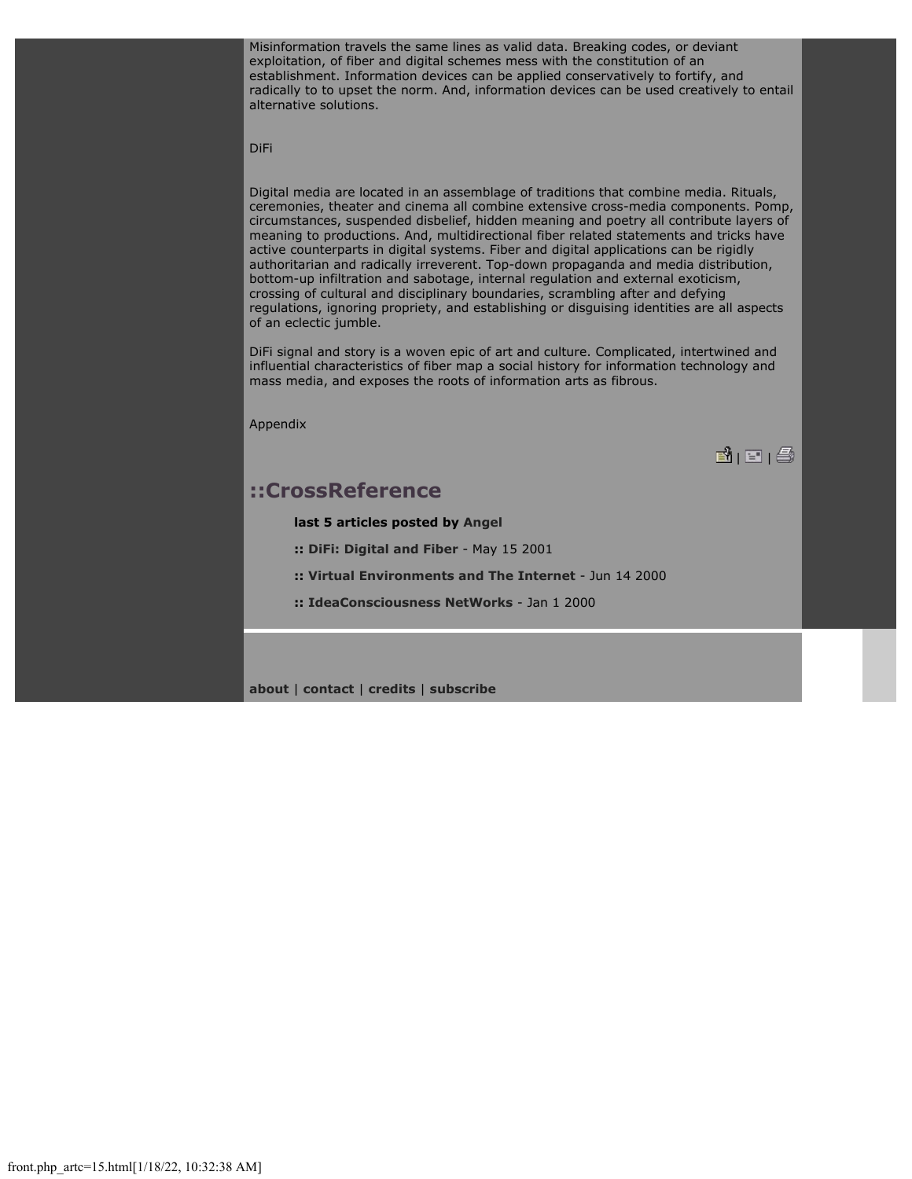Misinformation travels the same lines as valid data. Breaking codes, or deviant exploitation, of fiber and digital schemes mess with the constitution of an establishment. Information devices can be applied conservatively to fortify, and radically to to upset the norm. And, information devices can be used creatively to entail alternative solutions.

DiFi

Digital media are located in an assemblage of traditions that combine media. Rituals, ceremonies, theater and cinema all combine extensive cross-media components. Pomp, circumstances, suspended disbelief, hidden meaning and poetry all contribute layers of meaning to productions. And, multidirectional fiber related statements and tricks have active counterparts in digital systems. Fiber and digital applications can be rigidly authoritarian and radically irreverent. Top-down propaganda and media distribution, bottom-up infiltration and sabotage, internal regulation and external exoticism, crossing of cultural and disciplinary boundaries, scrambling after and defying regulations, ignoring propriety, and establishing or disguising identities are all aspects of an eclectic jumble.

DiFi signal and story is a woven epic of art and culture. Complicated, intertwined and influential characteristics of fiber map a social history for information technology and mass media, and exposes the roots of information arts as fibrous.

Appendix

## ::CrossReference

**last 5 articles posted by Angel**

**:: DiFi: Digital and Fiber** - May 15 2001

**:: Virtual Environments and The Internet** - Jun 14 2000

**:: IdeaConsciousness NetWorks** - Jan 1 2000

**about** | **contact** | **credits** | **subscribe**